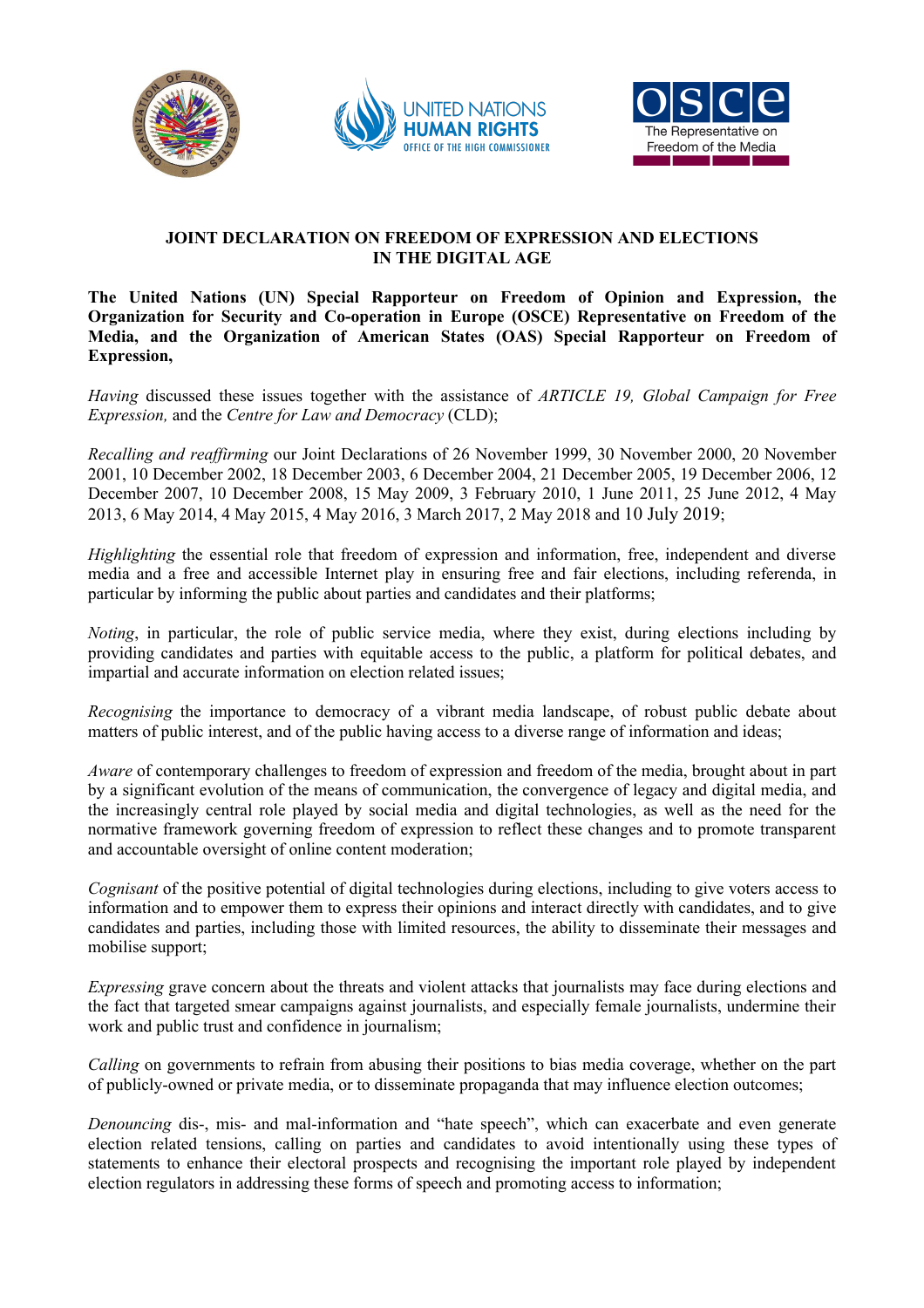# JOINT DECLARATION ON FREEDOM OF EXPRESSION AND ELECTIONS IN THE DIGITAL AGE

**The United Nations (UN) Special Rapporteur on Freedom of Opinion and Expression, the Organization for Security and Co-operation in Europe (OSCE) Representative on Freedom of the Media, and the Organization of American States (OAS) Special Rapporteur on Freedom of Expression,**

*Having* discussed these issues together with the assistance of *ARTICLE 19, Global Campaign for Free Expression,* and the *Centre for Law and Democracy* (CLD);

*Recalling and reaffirming* our Joint Declarations of 26 November 1999, 30 November 2000, 20 November 2001, 10 December 2002, 18 December 2003, 6 December 2004, 21 December 2005, 19 December 2006, 12 December 2007, 10 December 2008, 15 May 2009, 3 February 2010, 1 June 2011, 25 June 2012, 4 May 2013, 6 May 2014, 4 May 2015, 4 May 2016, 3 March 2017, 2 May 2018 and 10 July 2019;

*Highlighting* the essential role that freedom of expression and information, free, independent and diverse media and a free and accessible Internet play in ensuring free and fair elections, including referenda, in particular by informing the public about parties and candidates and their platforms;

*Noting*, in particular, the role of public service media, where they exist, during elections including by providing candidates and parties with equitable access to the public, a platform for political debates, and impartial and accurate information on election related issues;

*Recognising* the importance to democracy of a vibrant media landscape, of robust public debate about matters of public interest, and of the public having access to a diverse range of information and ideas;

*Aware* of contemporary challenges to freedom of expression and freedom of the media, brought about in part by a significant evolution of the means of communication, the convergence of legacy and digital media, and the increasingly central role played by social media and digital technologies, as well as the need for the normative framework governing freedom of expression to reflect these changes and to promote transparent and accountable oversight of online content moderation;

*Cognisant* of the positive potential of digital technologies during elections, including to give voters access to information and to empower them to express their opinions and interact directly with candidates, and to give candidates and parties, including those with limited resources, the ability to disseminate their messages and mobilise support;

*Expressing* grave concern about the threats and violent attacks that journalists may face during elections and the fact that targeted smear campaigns against journalists, and especially female journalists, undermine their work and public trust and confidence in journalism;

*Calling* on governments to refrain from abusing their positions to bias media coverage, whether on the part of publicly-owned or private media, or to disseminate propaganda that may influence election outcomes;

*Denouncing* dis-, mis- and mal-information and "hate speech", which can exacerbate and even generate election related tensions, calling on parties and candidates to avoid intentionally using these types of statements to enhance their electoral prospects and recognising the important role played by independent election regulators in addressing these forms of speech and promoting access to information;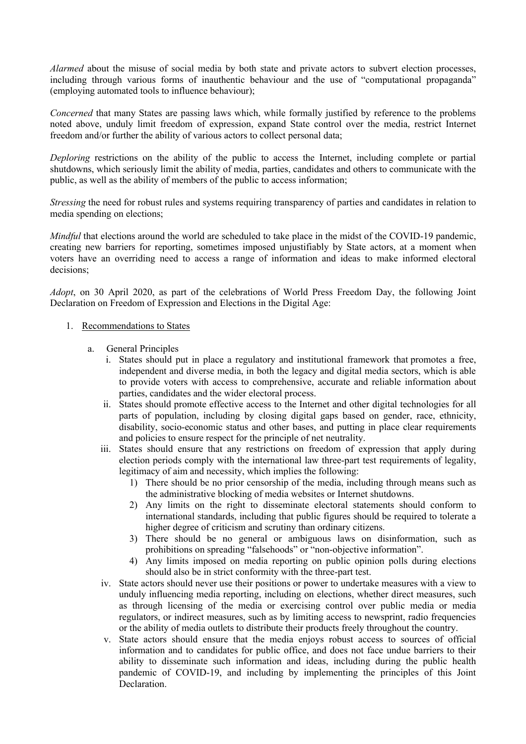*Alarmed* about the misuse of social media by both state and private actors to subvert election processes, including through various forms of inauthentic behaviour and the use of "computational propaganda" (employing automated tools to influence behaviour);

*Concerned* that many States are passing laws which, while formally justified by reference to the problems noted above, unduly limit freedom of expression, expand State control over the media, restrict Internet freedom and/or further the ability of various actors to collect personal data;

*Deploring* restrictions on the ability of the public to access the Internet, including complete or partial shutdowns, which seriously limit the ability of media, parties, candidates and others to communicate with the public, as well as the ability of members of the public to access information;

*Stressing* the need for robust rules and systems requiring transparency of parties and candidates in relation to media spending on elections;

*Mindful* that elections around the world are scheduled to take place in the midst of the COVID-19 pandemic, creating new barriers for reporting, sometimes imposed unjustifiably by State actors, at a moment when voters have an overriding need to access a range of information and ideas to make informed electoral decisions;

*Adopt*, on 30 April 2020, as part of the celebrations of World Press Freedom Day, the following Joint Declaration on Freedom of Expression and Elections in the Digital Age:

1. <u>Recommendations to States</u>

   a. General Principles

      i. States should put in place a regulatory and institutional framework that promotes a free, independent and diverse media, in both the legacy and digital media sectors, which is able to provide voters with access to comprehensive, accurate and reliable information about parties, candidates and the wider electoral process.

      ii. States should promote effective access to the Internet and other digital technologies for all parts of population, including by closing digital gaps based on gender, race, ethnicity, disability, socio-economic status and other bases, and putting in place clear requirements and policies to ensure respect for the principle of net neutrality.

      iii. States should ensure that any restrictions on freedom of expression that apply during election periods comply with the international law three-part test requirements of legality, legitimacy of aim and necessity, which implies the following:

         1) There should be no prior censorship of the media, including through means such as the administrative blocking of media websites or Internet shutdowns.

         2) Any limits on the right to disseminate electoral statements should conform to international standards, including that public figures should be required to tolerate a higher degree of criticism and scrutiny than ordinary citizens.

         3) There should be no general or ambiguous laws on disinformation, such as prohibitions on spreading "falsehoods" or "non-objective information".

         4) Any limits imposed on media reporting on public opinion polls during elections should also be in strict conformity with the three-part test.

      iv. State actors should never use their positions or power to undertake measures with a view to unduly influencing media reporting, including on elections, whether direct measures, such as through licensing of the media or exercising control over public media or media regulators, or indirect measures, such as by limiting access to newsprint, radio frequencies or the ability of media outlets to distribute their products freely throughout the country.

      v. State actors should ensure that the media enjoys robust access to sources of official information and to candidates for public office, and does not face undue barriers to their ability to disseminate such information and ideas, including during the public health pandemic of COVID-19, and including by implementing the principles of this Joint Declaration.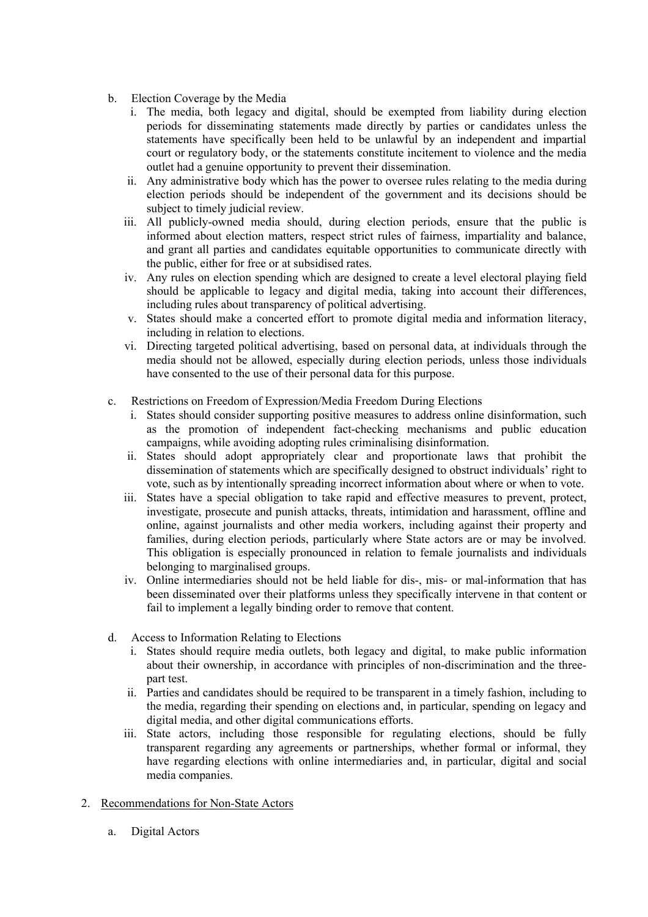b. Election Coverage by the Media
   i. The media, both legacy and digital, should be exempted from liability during election periods for disseminating statements made directly by parties or candidates unless the statements have specifically been held to be unlawful by an independent and impartial court or regulatory body, or the statements constitute incitement to violence and the media outlet had a genuine opportunity to prevent their dissemination.
   ii. Any administrative body which has the power to oversee rules relating to the media during election periods should be independent of the government and its decisions should be subject to timely judicial review.
   iii. All publicly-owned media should, during election periods, ensure that the public is informed about election matters, respect strict rules of fairness, impartiality and balance, and grant all parties and candidates equitable opportunities to communicate directly with the public, either for free or at subsidised rates.
   iv. Any rules on election spending which are designed to create a level electoral playing field should be applicable to legacy and digital media, taking into account their differences, including rules about transparency of political advertising.
   v. States should make a concerted effort to promote digital media and information literacy, including in relation to elections.
   vi. Directing targeted political advertising, based on personal data, at individuals through the media should not be allowed, especially during election periods, unless those individuals have consented to the use of their personal data for this purpose.

c. Restrictions on Freedom of Expression/Media Freedom During Elections
   i. States should consider supporting positive measures to address online disinformation, such as the promotion of independent fact-checking mechanisms and public education campaigns, while avoiding adopting rules criminalising disinformation.
   ii. States should adopt appropriately clear and proportionate laws that prohibit the dissemination of statements which are specifically designed to obstruct individuals' right to vote, such as by intentionally spreading incorrect information about where or when to vote.
   iii. States have a special obligation to take rapid and effective measures to prevent, protect, investigate, prosecute and punish attacks, threats, intimidation and harassment, offline and online, against journalists and other media workers, including against their property and families, during election periods, particularly where State actors are or may be involved. This obligation is especially pronounced in relation to female journalists and individuals belonging to marginalised groups.
   iv. Online intermediaries should not be held liable for dis-, mis- or mal-information that has been disseminated over their platforms unless they specifically intervene in that content or fail to implement a legally binding order to remove that content.

d. Access to Information Relating to Elections
   i. States should require media outlets, both legacy and digital, to make public information about their ownership, in accordance with principles of non-discrimination and the three-part test.
   ii. Parties and candidates should be required to be transparent in a timely fashion, including to the media, regarding their spending on elections and, in particular, spending on legacy and digital media, and other digital communications efforts.
   iii. State actors, including those responsible for regulating elections, should be fully transparent regarding any agreements or partnerships, whether formal or informal, they have regarding elections with online intermediaries and, in particular, digital and social media companies.

2. <u>Recommendations for Non-State Actors</u>

   a. Digital Actors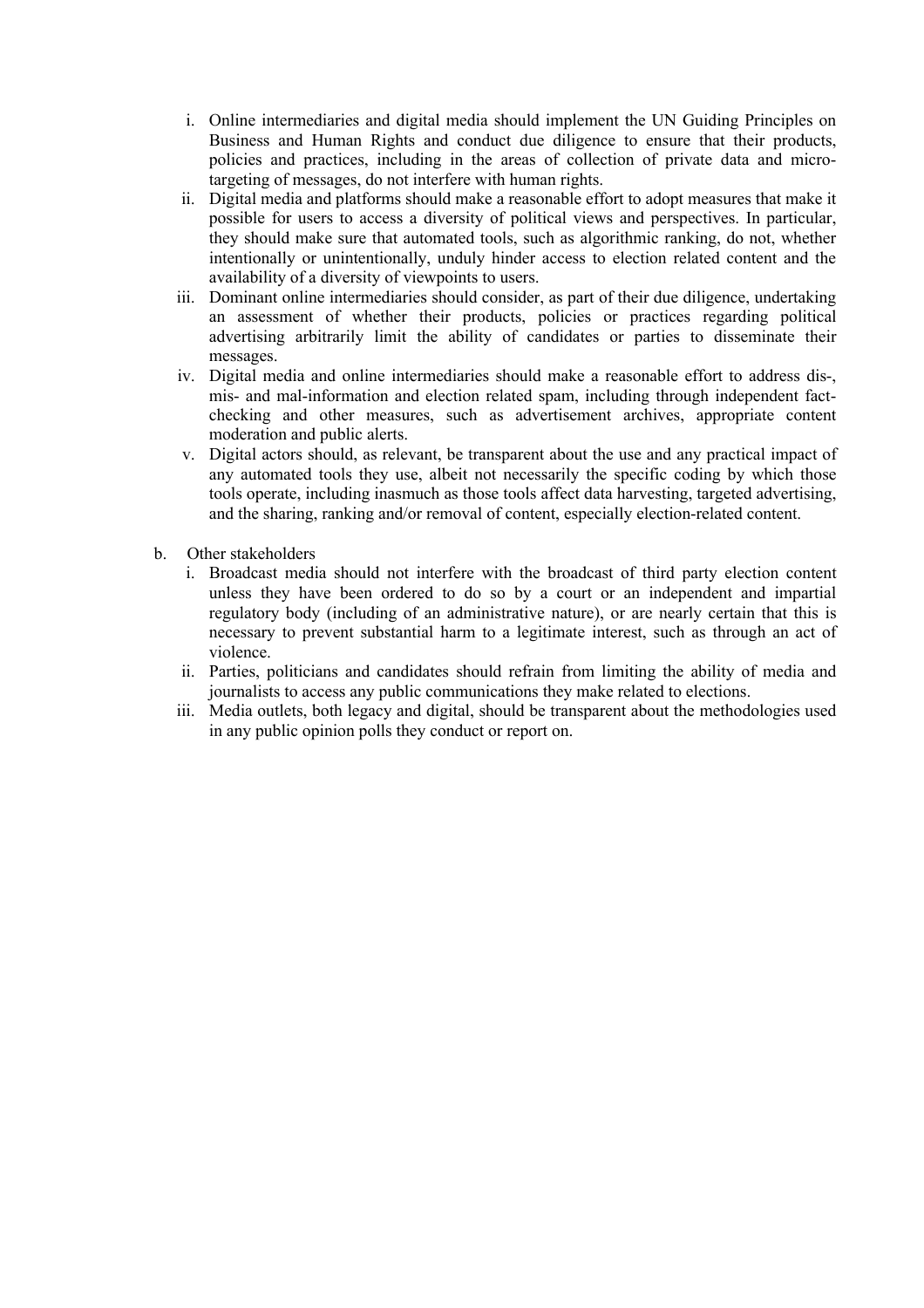i. Online intermediaries and digital media should implement the UN Guiding Principles on Business and Human Rights and conduct due diligence to ensure that their products, policies and practices, including in the areas of collection of private data and micro-targeting of messages, do not interfere with human rights.

ii. Digital media and platforms should make a reasonable effort to adopt measures that make it possible for users to access a diversity of political views and perspectives. In particular, they should make sure that automated tools, such as algorithmic ranking, do not, whether intentionally or unintentionally, unduly hinder access to election related content and the availability of a diversity of viewpoints to users.

iii. Dominant online intermediaries should consider, as part of their due diligence, undertaking an assessment of whether their products, policies or practices regarding political advertising arbitrarily limit the ability of candidates or parties to disseminate their messages.

iv. Digital media and online intermediaries should make a reasonable effort to address dis-, mis- and mal-information and election related spam, including through independent fact-checking and other measures, such as advertisement archives, appropriate content moderation and public alerts.

v. Digital actors should, as relevant, be transparent about the use and any practical impact of any automated tools they use, albeit not necessarily the specific coding by which those tools operate, including inasmuch as those tools affect data harvesting, targeted advertising, and the sharing, ranking and/or removal of content, especially election-related content.

b. Other stakeholders

i. Broadcast media should not interfere with the broadcast of third party election content unless they have been ordered to do so by a court or an independent and impartial regulatory body (including of an administrative nature), or are nearly certain that this is necessary to prevent substantial harm to a legitimate interest, such as through an act of violence.

ii. Parties, politicians and candidates should refrain from limiting the ability of media and journalists to access any public communications they make related to elections.

iii. Media outlets, both legacy and digital, should be transparent about the methodologies used in any public opinion polls they conduct or report on.